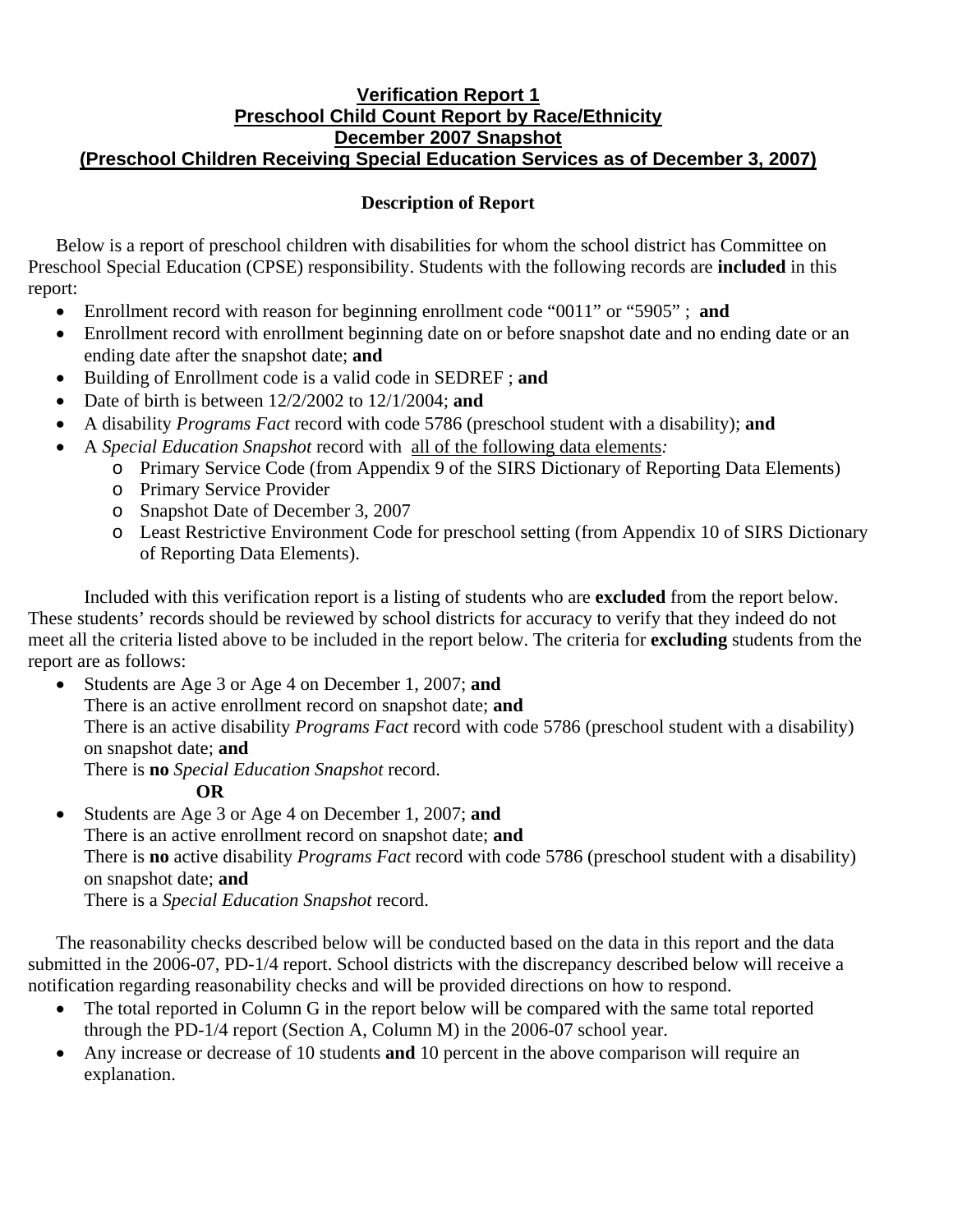# Verification Report 1
# Preschool Child Count Report by Race/Ethnicity
# December 2007 Snapshot
# (Preschool Children Receiving Special Education Services as of December 3, 2007)

## Description of Report

Below is a report of preschool children with disabilities for whom the school district has Committee on Preschool Special Education (CPSE) responsibility. Students with the following records are **included** in this report:

- Enrollment record with reason for beginning enrollment code "0011" or "5905" ; **and**
- Enrollment record with enrollment beginning date on or before snapshot date and no ending date or an ending date after the snapshot date; **and**
- Building of Enrollment code is a valid code in SEDREF ; **and**
- Date of birth is between 12/2/2002 to 12/1/2004; **and**
- A disability *Programs Fact* record with code 5786 (preschool student with a disability); **and**
- A *Special Education Snapshot* record with all of the following data elements*:*
  - Primary Service Code (from Appendix 9 of the SIRS Dictionary of Reporting Data Elements)
  - Primary Service Provider
  - Snapshot Date of December 3, 2007
  - Least Restrictive Environment Code for preschool setting (from Appendix 10 of SIRS Dictionary of Reporting Data Elements).

Included with this verification report is a listing of students who are **excluded** from the report below. These students' records should be reviewed by school districts for accuracy to verify that they indeed do not meet all the criteria listed above to be included in the report below. The criteria for **excluding** students from the report are as follows:

- Students are Age 3 or Age 4 on December 1, 2007; **and**
  There is an active enrollment record on snapshot date; **and**
  There is an active disability *Programs Fact* record with code 5786 (preschool student with a disability) on snapshot date; **and**
  There is **no** *Special Education Snapshot* record.

  **OR**

- Students are Age 3 or Age 4 on December 1, 2007; **and**
  There is an active enrollment record on snapshot date; **and**
  There is **no** active disability *Programs Fact* record with code 5786 (preschool student with a disability) on snapshot date; **and**
  There is a *Special Education Snapshot* record.

The reasonability checks described below will be conducted based on the data in this report and the data submitted in the 2006-07, PD-1/4 report. School districts with the discrepancy described below will receive a notification regarding reasonability checks and will be provided directions on how to respond.

- The total reported in Column G in the report below will be compared with the same total reported through the PD-1/4 report (Section A, Column M) in the 2006-07 school year.
- Any increase or decrease of 10 students **and** 10 percent in the above comparison will require an explanation.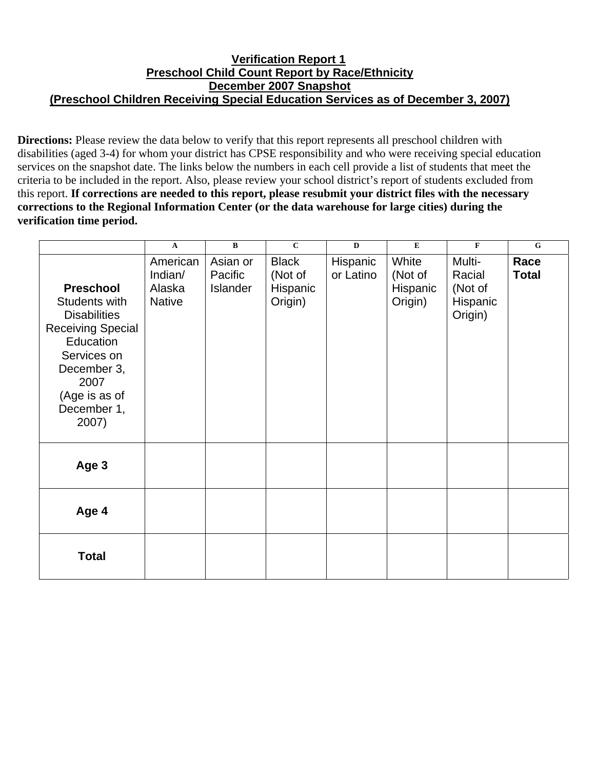**Verification Report 1**
**Preschool Child Count Report by Race/Ethnicity**
**December 2007 Snapshot**
**(Preschool Children Receiving Special Education Services as of December 3, 2007)**

**Directions:** Please review the data below to verify that this report represents all preschool children with disabilities (aged 3-4) for whom your district has CPSE responsibility and who were receiving special education services on the snapshot date. The links below the numbers in each cell provide a list of students that meet the criteria to be included in the report. Also, please review your school district's report of students excluded from this report. **If corrections are needed to this report, please resubmit your district files with the necessary corrections to the Regional Information Center (or the data warehouse for large cities) during the verification time period.**

| | A | B | C | D | E | F | G |
|---|---|---|---|---|---|---|---|
| **Preschool** Students with Disabilities Receiving Special Education Services on December 3, 2007 (Age is as of December 1, 2007) | American Indian/ Alaska Native | Asian or Pacific Islander | Black (Not of Hispanic Origin) | Hispanic or Latino | White (Not of Hispanic Origin) | Multi-Racial (Not of Hispanic Origin) | **Race Total** |
| **Age 3** | | | | | | | |
| **Age 4** | | | | | | | |
| **Total** | | | | | | | |